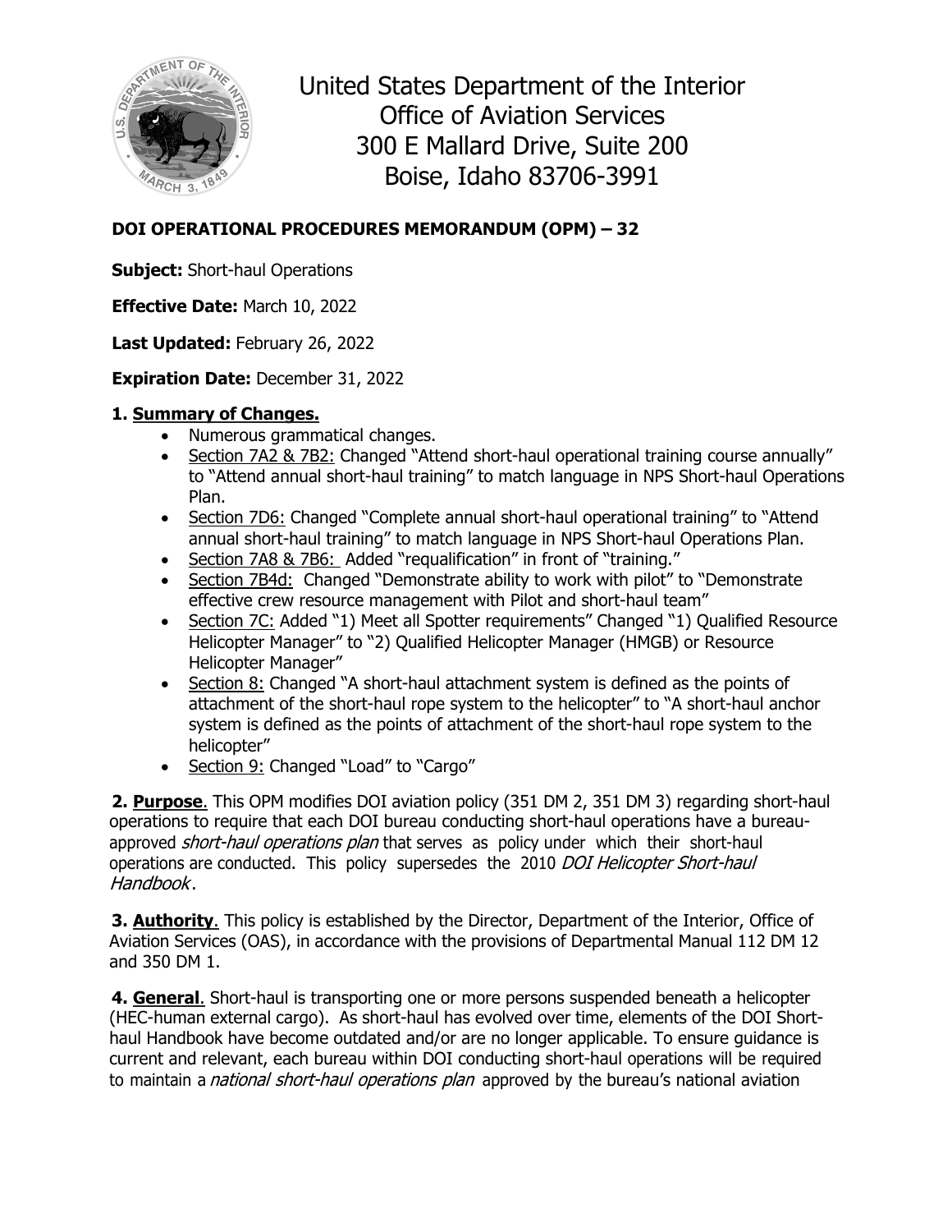United States Department of the Interior
Office of Aviation Services
300 E Mallard Drive, Suite 200
Boise, Idaho 83706-3991

## DOI OPERATIONAL PROCEDURES MEMORANDUM (OPM) – 32

**Subject:** Short-haul Operations

**Effective Date:** March 10, 2022

**Last Updated:** February 26, 2022

**Expiration Date:** December 31, 2022

### 1. Summary of Changes.

- Numerous grammatical changes.
- Section 7A2 & 7B2: Changed "Attend short-haul operational training course annually" to "Attend annual short-haul training" to match language in NPS Short-haul Operations Plan.
- Section 7D6: Changed "Complete annual short-haul operational training" to "Attend annual short-haul training" to match language in NPS Short-haul Operations Plan.
- Section 7A8 & 7B6: Added "requalification" in front of "training."
- Section 7B4d: Changed "Demonstrate ability to work with pilot" to "Demonstrate effective crew resource management with Pilot and short-haul team"
- Section 7C: Added "1) Meet all Spotter requirements" Changed "1) Qualified Resource Helicopter Manager" to "2) Qualified Helicopter Manager (HMGB) or Resource Helicopter Manager"
- Section 8: Changed "A short-haul attachment system is defined as the points of attachment of the short-haul rope system to the helicopter" to "A short-haul anchor system is defined as the points of attachment of the short-haul rope system to the helicopter"
- Section 9: Changed "Load" to "Cargo"

**2. Purpose**. This OPM modifies DOI aviation policy (351 DM 2, 351 DM 3) regarding short-haul operations to require that each DOI bureau conducting short-haul operations have a bureau-approved *short-haul operations plan* that serves as policy under which their short-haul operations are conducted. This policy supersedes the 2010 *DOI Helicopter Short-haul Handbook*.

**3. Authority**. This policy is established by the Director, Department of the Interior, Office of Aviation Services (OAS), in accordance with the provisions of Departmental Manual 112 DM 12 and 350 DM 1.

**4. General**. Short-haul is transporting one or more persons suspended beneath a helicopter (HEC-human external cargo). As short-haul has evolved over time, elements of the DOI Short-haul Handbook have become outdated and/or are no longer applicable. To ensure guidance is current and relevant, each bureau within DOI conducting short-haul operations will be required to maintain a *national short-haul operations plan* approved by the bureau's national aviation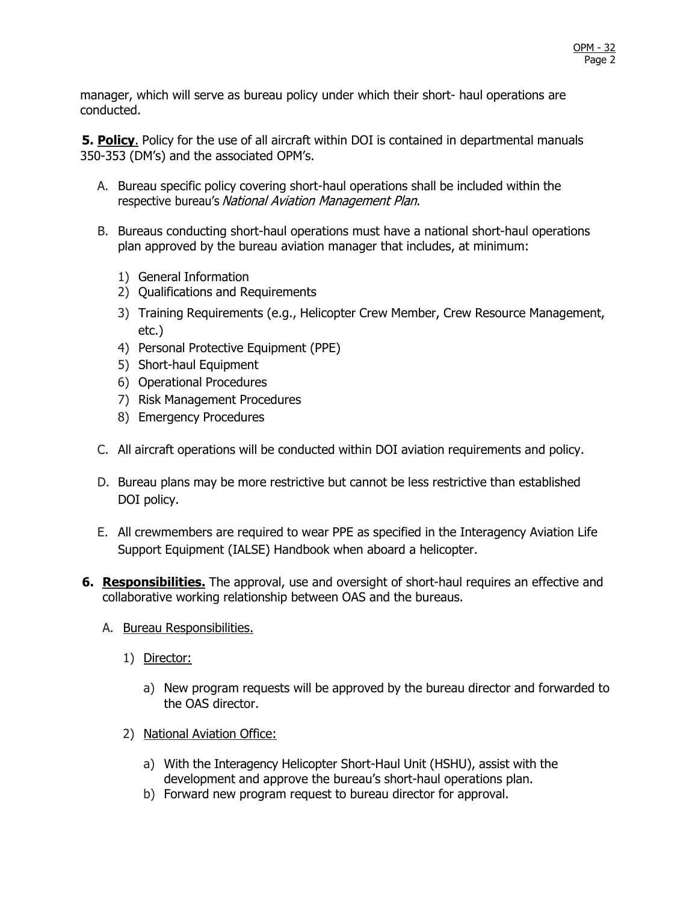manager, which will serve as bureau policy under which their short- haul operations are conducted.

**5. Policy**. Policy for the use of all aircraft within DOI is contained in departmental manuals 350-353 (DM's) and the associated OPM's.

A. Bureau specific policy covering short-haul operations shall be included within the respective bureau's *National Aviation Management Plan*.

B. Bureaus conducting short-haul operations must have a national short-haul operations plan approved by the bureau aviation manager that includes, at minimum:

1) General Information
2) Qualifications and Requirements
3) Training Requirements (e.g., Helicopter Crew Member, Crew Resource Management, etc.)
4) Personal Protective Equipment (PPE)
5) Short-haul Equipment
6) Operational Procedures
7) Risk Management Procedures
8) Emergency Procedures

C. All aircraft operations will be conducted within DOI aviation requirements and policy.

D. Bureau plans may be more restrictive but cannot be less restrictive than established DOI policy.

E. All crewmembers are required to wear PPE as specified in the Interagency Aviation Life Support Equipment (IALSE) Handbook when aboard a helicopter.

**6. Responsibilities.** The approval, use and oversight of short-haul requires an effective and collaborative working relationship between OAS and the bureaus.

A. Bureau Responsibilities.

1) Director:

a) New program requests will be approved by the bureau director and forwarded to the OAS director.

2) National Aviation Office:

a) With the Interagency Helicopter Short-Haul Unit (HSHU), assist with the development and approve the bureau's short-haul operations plan.
b) Forward new program request to bureau director for approval.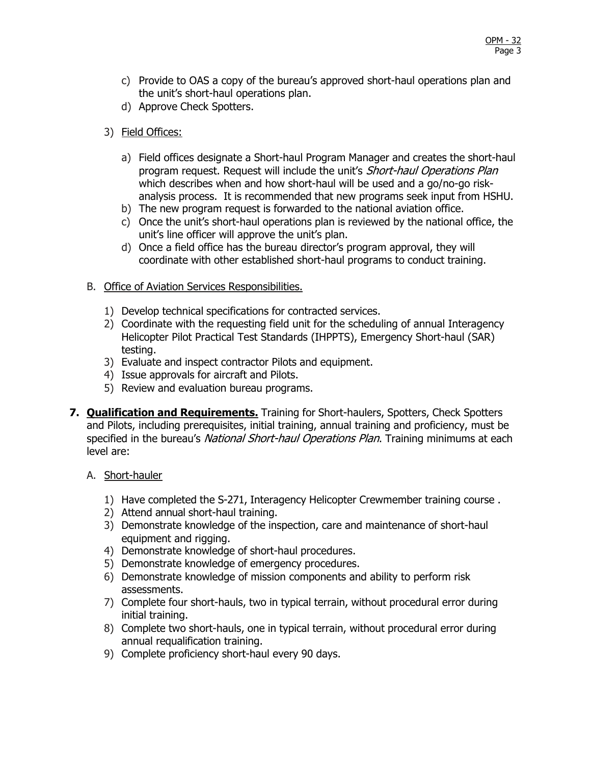c) Provide to OAS a copy of the bureau's approved short-haul operations plan and the unit's short-haul operations plan.
d) Approve Check Spotters.

3) <u>Field Offices:</u>

a) Field offices designate a Short-haul Program Manager and creates the short-haul program request. Request will include the unit's *Short-haul Operations Plan* which describes when and how short-haul will be used and a go/no-go risk-analysis process. It is recommended that new programs seek input from HSHU.
b) The new program request is forwarded to the national aviation office.
c) Once the unit's short-haul operations plan is reviewed by the national office, the unit's line officer will approve the unit's plan.
d) Once a field office has the bureau director's program approval, they will coordinate with other established short-haul programs to conduct training.

B. <u>Office of Aviation Services Responsibilities.</u>

1) Develop technical specifications for contracted services.
2) Coordinate with the requesting field unit for the scheduling of annual Interagency Helicopter Pilot Practical Test Standards (IHPPTS), Emergency Short-haul (SAR) testing.
3) Evaluate and inspect contractor Pilots and equipment.
4) Issue approvals for aircraft and Pilots.
5) Review and evaluation bureau programs.

**7. <u>Qualification and Requirements.</u>** Training for Short-haulers, Spotters, Check Spotters and Pilots, including prerequisites, initial training, annual training and proficiency, must be specified in the bureau's *National Short-haul Operations Plan*. Training minimums at each level are:

A. <u>Short-hauler</u>

1) Have completed the S-271, Interagency Helicopter Crewmember training course .
2) Attend annual short-haul training.
3) Demonstrate knowledge of the inspection, care and maintenance of short-haul equipment and rigging.
4) Demonstrate knowledge of short-haul procedures.
5) Demonstrate knowledge of emergency procedures.
6) Demonstrate knowledge of mission components and ability to perform risk assessments.
7) Complete four short-hauls, two in typical terrain, without procedural error during initial training.
8) Complete two short-hauls, one in typical terrain, without procedural error during annual requalification training.
9) Complete proficiency short-haul every 90 days.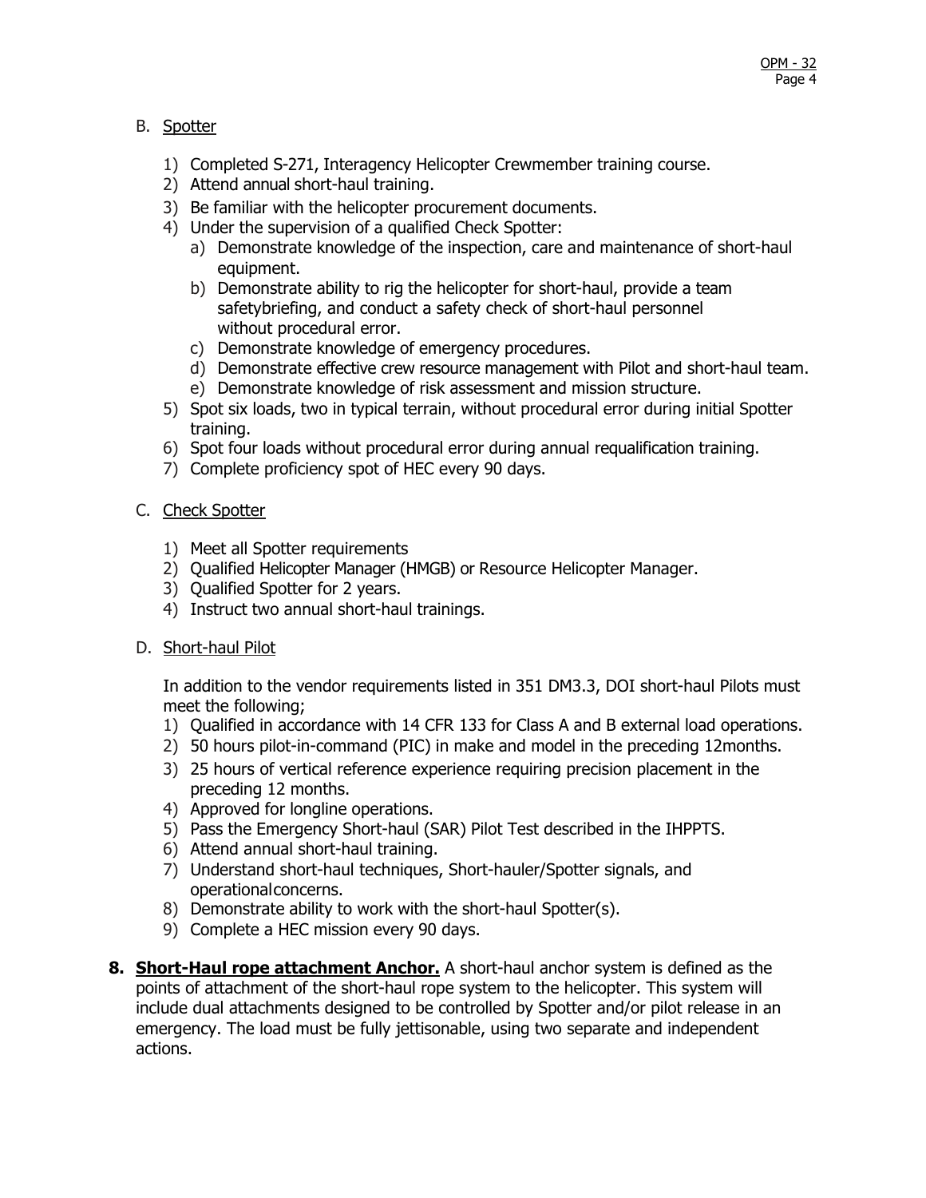B. Spotter

1) Completed S-271, Interagency Helicopter Crewmember training course.
2) Attend annual short-haul training.
3) Be familiar with the helicopter procurement documents.
4) Under the supervision of a qualified Check Spotter:
   a) Demonstrate knowledge of the inspection, care and maintenance of short-haul equipment.
   b) Demonstrate ability to rig the helicopter for short-haul, provide a team safetybriefing, and conduct a safety check of short-haul personnel without procedural error.
   c) Demonstrate knowledge of emergency procedures.
   d) Demonstrate effective crew resource management with Pilot and short-haul team.
   e) Demonstrate knowledge of risk assessment and mission structure.
5) Spot six loads, two in typical terrain, without procedural error during initial Spotter training.
6) Spot four loads without procedural error during annual requalification training.
7) Complete proficiency spot of HEC every 90 days.

C. Check Spotter

1) Meet all Spotter requirements
2) Qualified Helicopter Manager (HMGB) or Resource Helicopter Manager.
3) Qualified Spotter for 2 years.
4) Instruct two annual short-haul trainings.

D. Short-haul Pilot

In addition to the vendor requirements listed in 351 DM3.3, DOI short-haul Pilots must meet the following;

1) Qualified in accordance with 14 CFR 133 for Class A and B external load operations.
2) 50 hours pilot-in-command (PIC) in make and model in the preceding 12months.
3) 25 hours of vertical reference experience requiring precision placement in the preceding 12 months.
4) Approved for longline operations.
5) Pass the Emergency Short-haul (SAR) Pilot Test described in the IHPPTS.
6) Attend annual short-haul training.
7) Understand short-haul techniques, Short-hauler/Spotter signals, and operationalconcerns.
8) Demonstrate ability to work with the short-haul Spotter(s).
9) Complete a HEC mission every 90 days.

**8. Short-Haul rope attachment Anchor.** A short-haul anchor system is defined as the points of attachment of the short-haul rope system to the helicopter. This system will include dual attachments designed to be controlled by Spotter and/or pilot release in an emergency. The load must be fully jettisonable, using two separate and independent actions.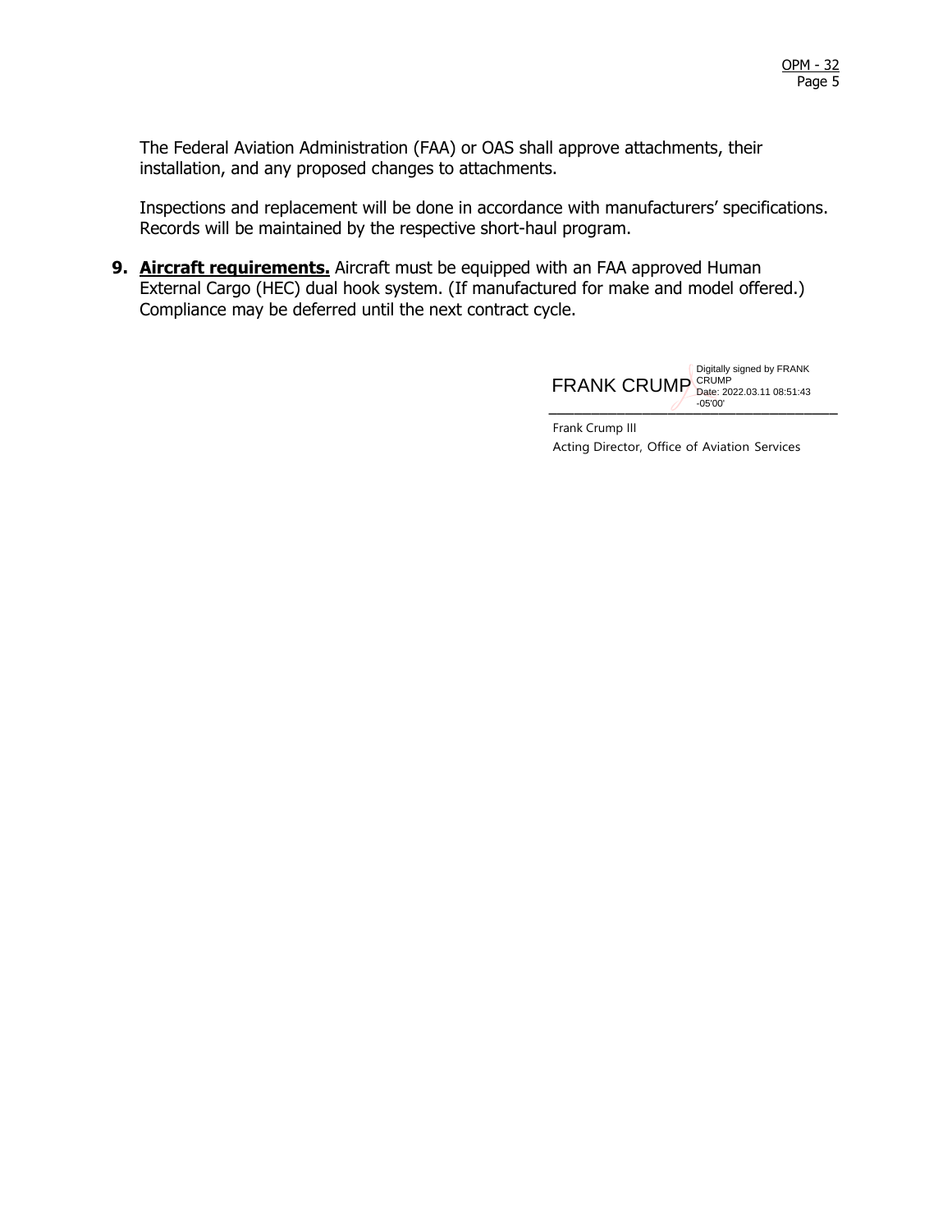The Federal Aviation Administration (FAA) or OAS shall approve attachments, their installation, and any proposed changes to attachments.

Inspections and replacement will be done in accordance with manufacturers' specifications. Records will be maintained by the respective short-haul program.

9. **Aircraft requirements.** Aircraft must be equipped with an FAA approved Human External Cargo (HEC) dual hook system. (If manufactured for make and model offered.) Compliance may be deferred until the next contract cycle.

FRANK CRUMP Digitally signed by FRANK CRUMP Date: 2022.03.11 08:51:43 -05'00'

Frank Crump III
Acting Director, Office of Aviation Services